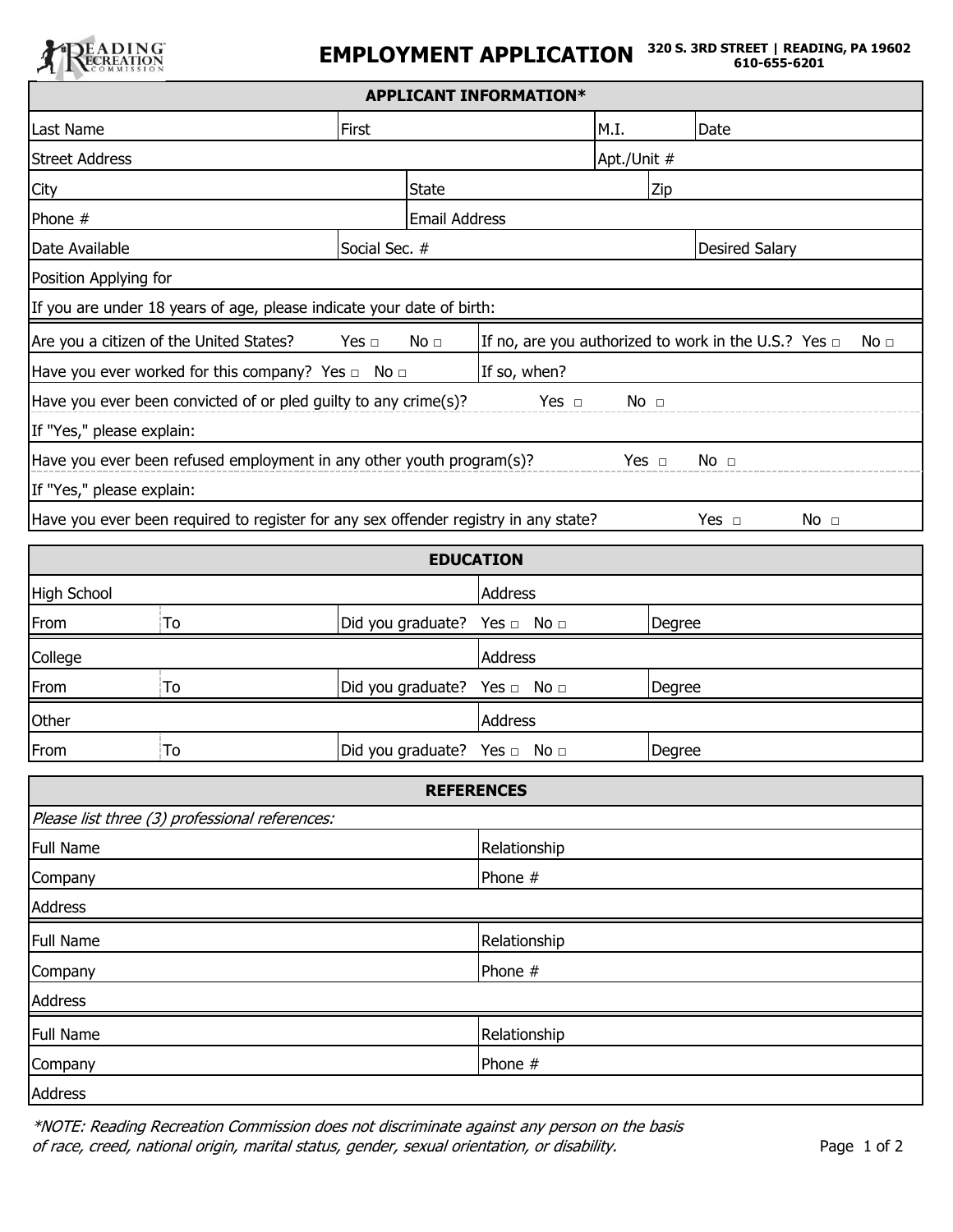# EMPLOYMENT APPLICATION

**320 S. 3RD STREET | READING, PA 19602**
**610-655-6201**

## APPLICANT INFORMATION*

| Last Name | First | M.I. | Date |
|---|---|---|---|
| Street Address | | Apt./Unit # | |
| City | State | Zip | |
| Phone # | Email Address | | |
| Date Available | Social Sec. # | | Desired Salary |
| Position Applying for | | | |
| If you are under 18 years of age, please indicate your date of birth: | | | |

| | |
|---|---|
| Are you a citizen of the United States? Yes □ No □ | If no, are you authorized to work in the U.S.? Yes □ No □ |
| Have you ever worked for this company? Yes □ No □ | If so, when? |
| Have you ever been convicted of or pled guilty to any crime(s)? Yes □ No □ | |
| If "Yes," please explain: | |
| Have you ever been refused employment in any other youth program(s)? Yes □ No □ | |
| If "Yes," please explain: | |
| Have you ever been required to register for any sex offender registry in any state? Yes □ No □ | |

## EDUCATION

| High School | | Address | |
|---|---|---|---|
| From | To | Did you graduate? Yes □ No □ | Degree |
| College | | Address | |
| From | To | Did you graduate? Yes □ No □ | Degree |
| Other | | Address | |
| From | To | Did you graduate? Yes □ No □ | Degree |

## REFERENCES

*Please list three (3) professional references:*

| Full Name | Relationship |
|---|---|
| Company | Phone # |
| Address | |
| Full Name | Relationship |
| Company | Phone # |
| Address | |
| Full Name | Relationship |
| Company | Phone # |
| Address | |

*\*NOTE: Reading Recreation Commission does not discriminate against any person on the basis of race, creed, national origin, marital status, gender, sexual orientation, or disability.*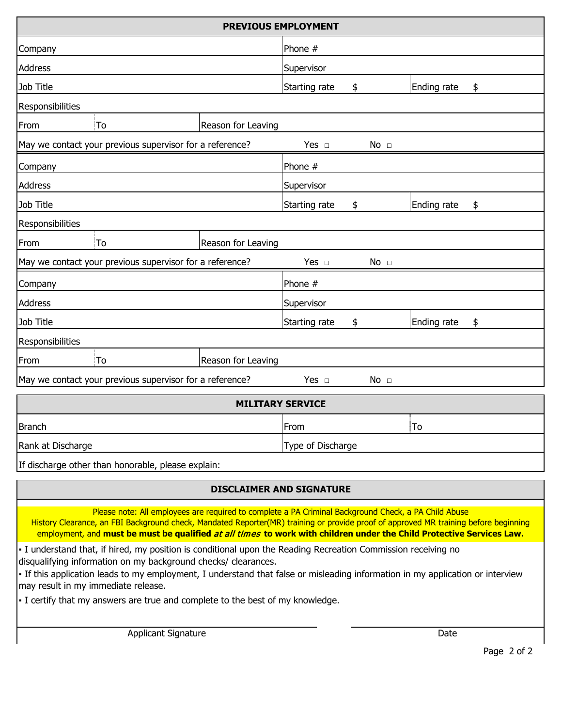## PREVIOUS EMPLOYMENT

| | | | |
|---|---|---|---|
| Company | | Phone # | |
| Address | | Supervisor | |
| Job Title | | Starting rate $ | Ending rate $ |
| Responsibilities | | | |
| From | To | Reason for Leaving | |
| May we contact your previous supervisor for a reference? | | Yes □ No □ | |

| | | | |
|---|---|---|---|
| Company | | Phone # | |
| Address | | Supervisor | |
| Job Title | | Starting rate $ | Ending rate $ |
| Responsibilities | | | |
| From | To | Reason for Leaving | |
| May we contact your previous supervisor for a reference? | | Yes □ No □ | |

| | | | |
|---|---|---|---|
| Company | | Phone # | |
| Address | | Supervisor | |
| Job Title | | Starting rate $ | Ending rate $ |
| Responsibilities | | | |
| From | To | Reason for Leaving | |
| May we contact your previous supervisor for a reference? | | Yes □ No □ | |

## MILITARY SERVICE

| | | |
|---|---|---|
| Branch | From | To |
| Rank at Discharge | Type of Discharge | |
| If discharge other than honorable, please explain: | | |

## DISCLAIMER AND SIGNATURE

Please note: All employees are required to complete a PA Criminal Background Check, a PA Child Abuse History Clearance, an FBI Background check, Mandated Reporter(MR) training or provide proof of approved MR training before beginning employment, and **must be must be qualified *at all times* to work with children under the Child Protective Services Law.**

- I understand that, if hired, my position is conditional upon the Reading Recreation Commission receiving no disqualifying information on my background checks/ clearances.
- If this application leads to my employment, I understand that false or misleading information in my application or interview may result in my immediate release.
- I certify that my answers are true and complete to the best of my knowledge.

Applicant Signature ____________________ Date ____________________